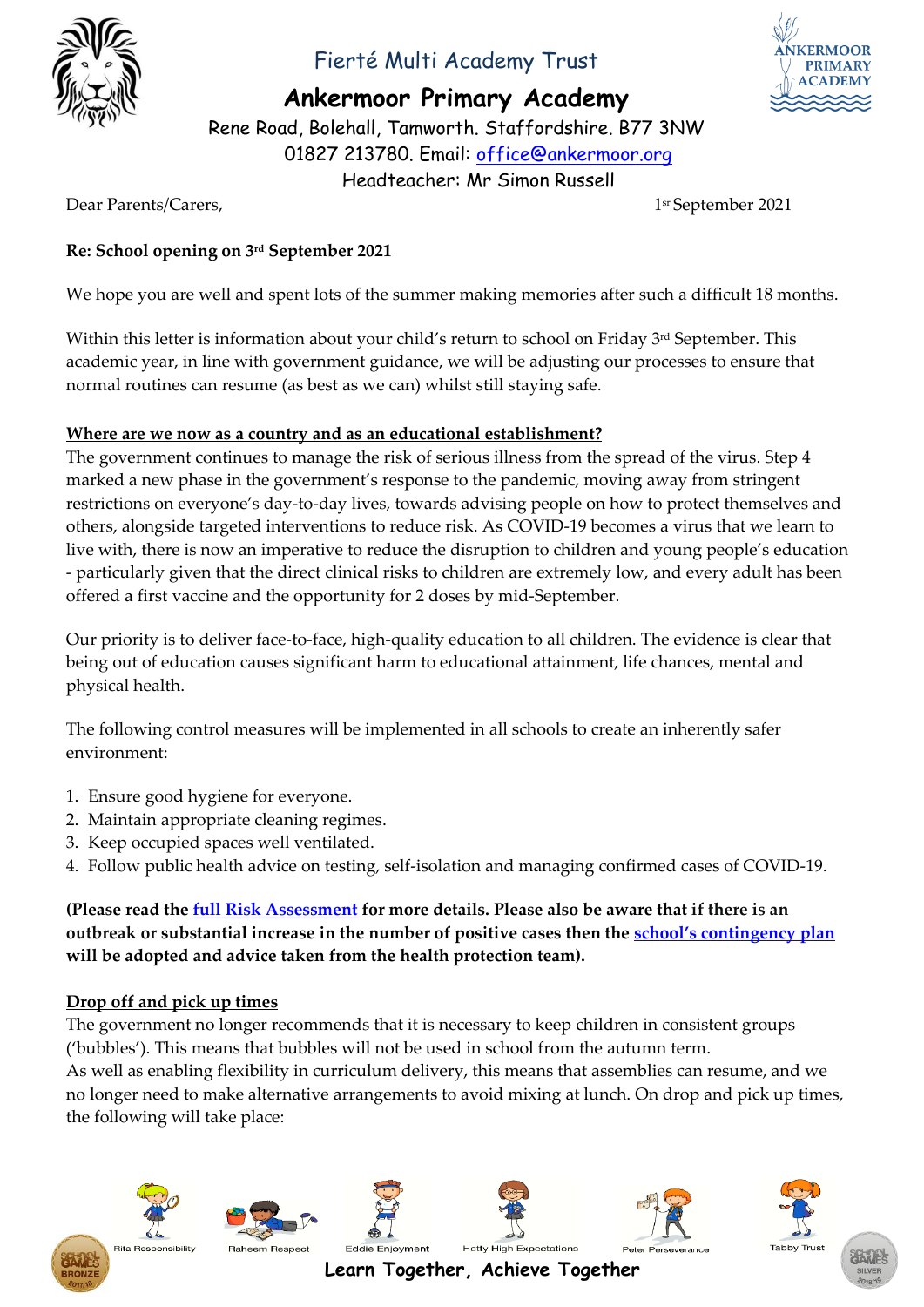Fierté Multi Academy Trust

# Ankermoor Primary Academy

Rene Road, Bolehall, Tamworth. Staffordshire. B77 3NW
01827 213780. Email: office@ankermoor.org
Headteacher: Mr Simon Russell

Dear Parents/Carers, 1st September 2021

**Re: School opening on 3rd September 2021**

We hope you are well and spent lots of the summer making memories after such a difficult 18 months.

Within this letter is information about your child's return to school on Friday 3rd September. This academic year, in line with government guidance, we will be adjusting our processes to ensure that normal routines can resume (as best as we can) whilst still staying safe.

**Where are we now as a country and as an educational establishment?**

The government continues to manage the risk of serious illness from the spread of the virus. Step 4 marked a new phase in the government's response to the pandemic, moving away from stringent restrictions on everyone's day-to-day lives, towards advising people on how to protect themselves and others, alongside targeted interventions to reduce risk. As COVID-19 becomes a virus that we learn to live with, there is now an imperative to reduce the disruption to children and young people's education - particularly given that the direct clinical risks to children are extremely low, and every adult has been offered a first vaccine and the opportunity for 2 doses by mid-September.

Our priority is to deliver face-to-face, high-quality education to all children. The evidence is clear that being out of education causes significant harm to educational attainment, life chances, mental and physical health.

The following control measures will be implemented in all schools to create an inherently safer environment:

1. Ensure good hygiene for everyone.
2. Maintain appropriate cleaning regimes.
3. Keep occupied spaces well ventilated.
4. Follow public health advice on testing, self-isolation and managing confirmed cases of COVID-19.

**(Please read the full Risk Assessment for more details. Please also be aware that if there is an outbreak or substantial increase in the number of positive cases then the school's contingency plan will be adopted and advice taken from the health protection team).**

**Drop off and pick up times**

The government no longer recommends that it is necessary to keep children in consistent groups ('bubbles'). This means that bubbles will not be used in school from the autumn term.
As well as enabling flexibility in curriculum delivery, this means that assemblies can resume, and we no longer need to make alternative arrangements to avoid mixing at lunch. On drop and pick up times, the following will take place: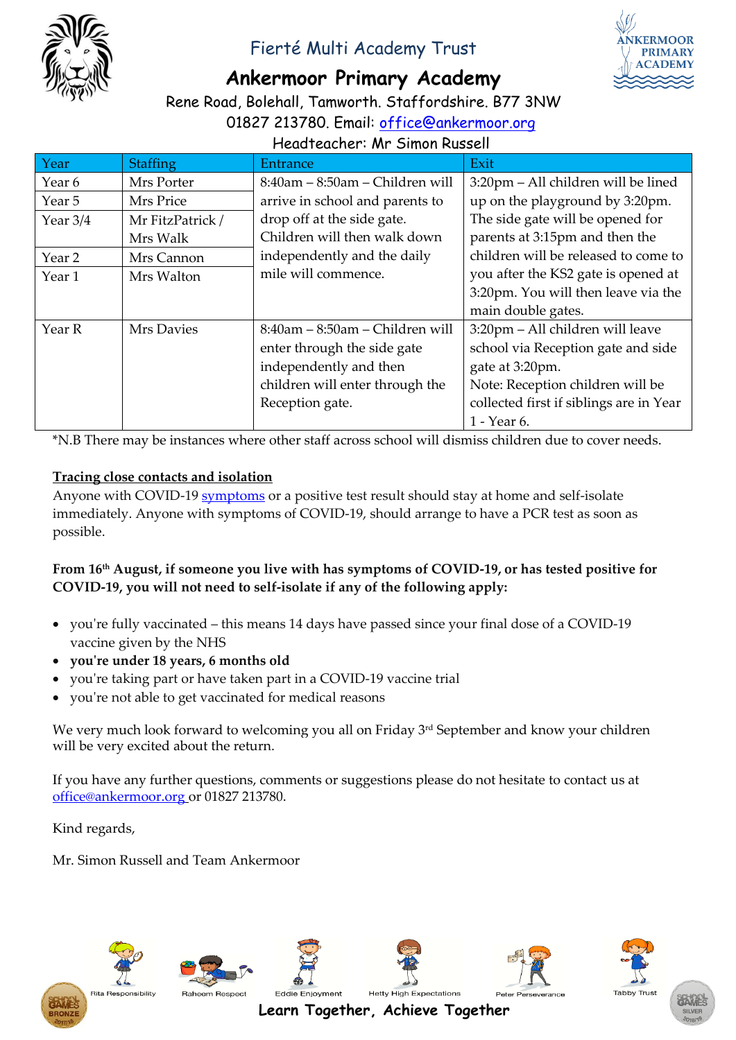Fierté Multi Academy Trust

# Ankermoor Primary Academy

Rene Road, Bolehall, Tamworth. Staffordshire. B77 3NW

01827 213780. Email: office@ankermoor.org

Headteacher: Mr Simon Russell

| Year | Staffing | Entrance | Exit |
|---|---|---|---|
| Year 6 | Mrs Porter | 8:40am – 8:50am – Children will arrive in school and parents to drop off at the side gate. Children will then walk down independently and the daily mile will commence. | 3:20pm – All children will be lined up on the playground by 3:20pm. The side gate will be opened for parents at 3:15pm and then the children will be released to come to you after the KS2 gate is opened at 3:20pm. You will then leave via the main double gates. |
| Year 5 | Mrs Price | | |
| Year 3/4 | Mr FitzPatrick / Mrs Walk | | |
| Year 2 | Mrs Cannon | | |
| Year 1 | Mrs Walton | | |
| Year R | Mrs Davies | 8:40am – 8:50am – Children will enter through the side gate independently and then children will enter through the Reception gate. | 3:20pm – All children will leave school via Reception gate and side gate at 3:20pm. Note: Reception children will be collected first if siblings are in Year 1 - Year 6. |

*N.B There may be instances where other staff across school will dismiss children due to cover needs.

## Tracing close contacts and isolation

Anyone with COVID-19 symptoms or a positive test result should stay at home and self-isolate immediately. Anyone with symptoms of COVID-19, should arrange to have a PCR test as soon as possible.

**From 16th August, if someone you live with has symptoms of COVID-19, or has tested positive for COVID-19, you will not need to self-isolate if any of the following apply:**

- you're fully vaccinated – this means 14 days have passed since your final dose of a COVID-19 vaccine given by the NHS
- **you're under 18 years, 6 months old**
- you're taking part or have taken part in a COVID-19 vaccine trial
- you're not able to get vaccinated for medical reasons

We very much look forward to welcoming you all on Friday 3rd September and know your children will be very excited about the return.

If you have any further questions, comments or suggestions please do not hesitate to contact us at office@ankermoor.org or 01827 213780.

Kind regards,

Mr. Simon Russell and Team Ankermoor

Rita Responsibility Raheem Respect Eddie Enjoyment Hetty High Expectations Peter Perseverance Tabby Trust

Learn Together, Achieve Together